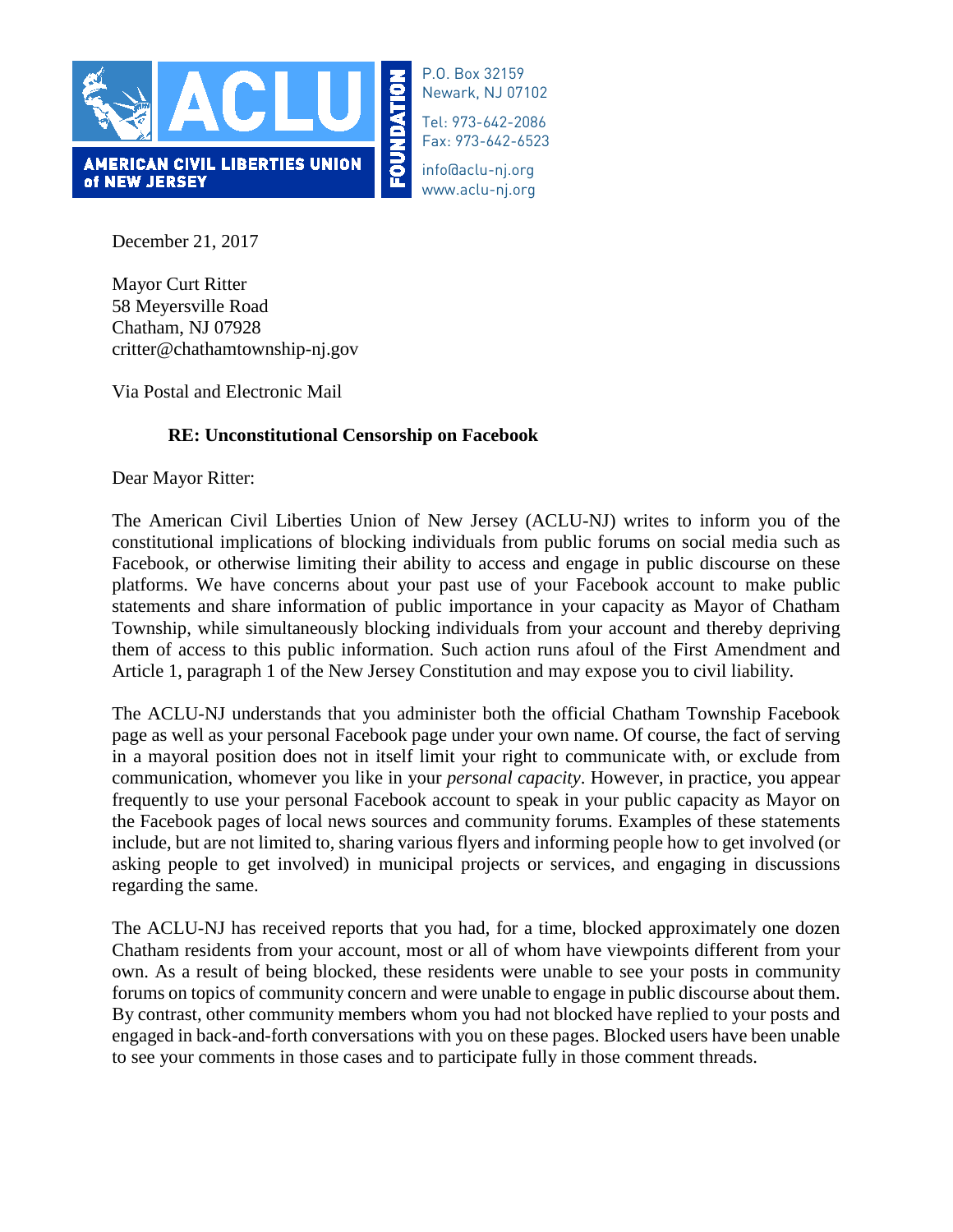**ACLU**

**AMERICAN CIVIL LIBERTIES UNION of NEW JERSEY**

**FOUNDATION**

P.O. Box 32159
Newark, NJ 07102

Tel: 973-642-2086
Fax: 973-642-6523

info@aclu-nj.org
www.aclu-nj.org

December 21, 2017

Mayor Curt Ritter
58 Meyersville Road
Chatham, NJ 07928
critter@chathamtownship-nj.gov

Via Postal and Electronic Mail

**RE: Unconstitutional Censorship on Facebook**

Dear Mayor Ritter:

The American Civil Liberties Union of New Jersey (ACLU-NJ) writes to inform you of the constitutional implications of blocking individuals from public forums on social media such as Facebook, or otherwise limiting their ability to access and engage in public discourse on these platforms. We have concerns about your past use of your Facebook account to make public statements and share information of public importance in your capacity as Mayor of Chatham Township, while simultaneously blocking individuals from your account and thereby depriving them of access to this public information. Such action runs afoul of the First Amendment and Article 1, paragraph 1 of the New Jersey Constitution and may expose you to civil liability.

The ACLU-NJ understands that you administer both the official Chatham Township Facebook page as well as your personal Facebook page under your own name. Of course, the fact of serving in a mayoral position does not in itself limit your right to communicate with, or exclude from communication, whomever you like in your *personal capacity*. However, in practice, you appear frequently to use your personal Facebook account to speak in your public capacity as Mayor on the Facebook pages of local news sources and community forums. Examples of these statements include, but are not limited to, sharing various flyers and informing people how to get involved (or asking people to get involved) in municipal projects or services, and engaging in discussions regarding the same.

The ACLU-NJ has received reports that you had, for a time, blocked approximately one dozen Chatham residents from your account, most or all of whom have viewpoints different from your own. As a result of being blocked, these residents were unable to see your posts in community forums on topics of community concern and were unable to engage in public discourse about them. By contrast, other community members whom you had not blocked have replied to your posts and engaged in back-and-forth conversations with you on these pages. Blocked users have been unable to see your comments in those cases and to participate fully in those comment threads.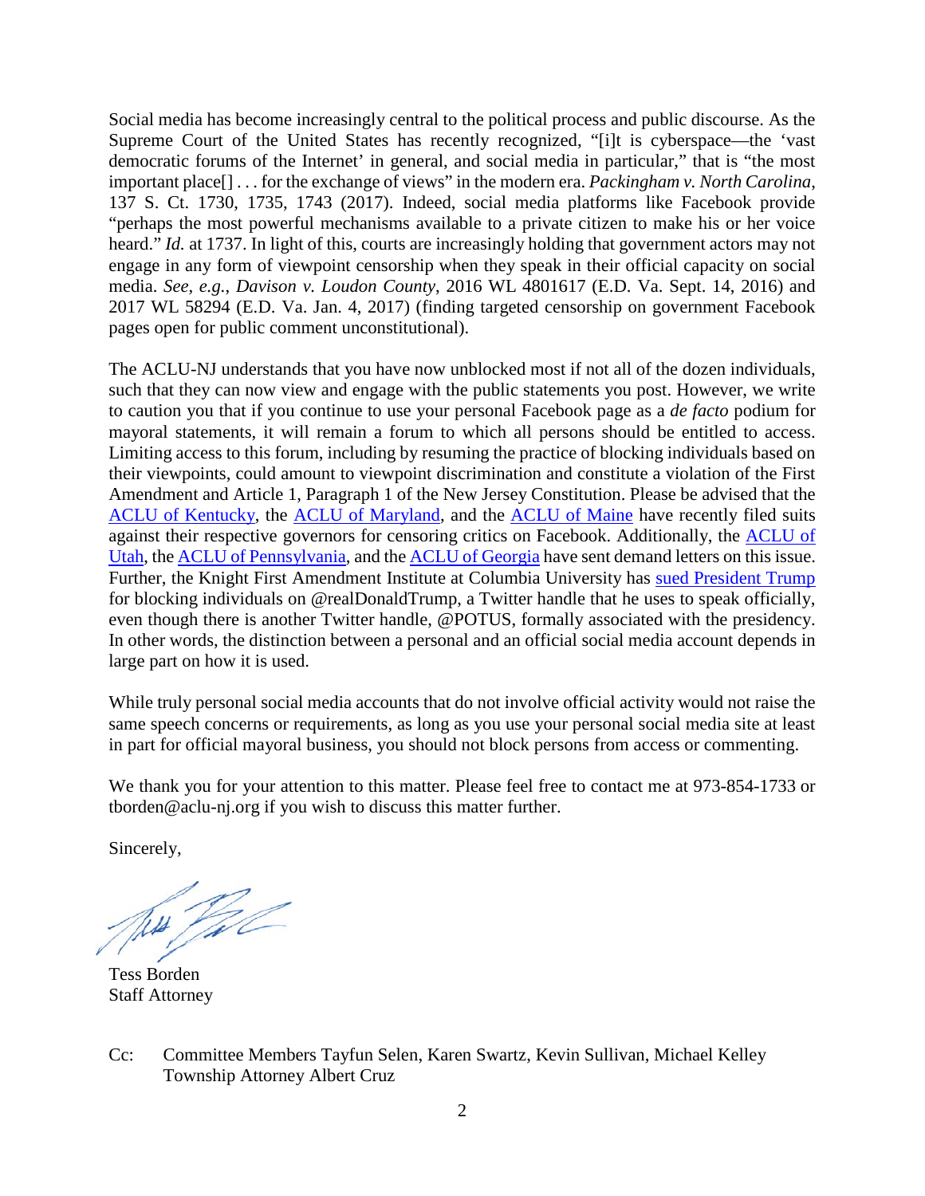Social media has become increasingly central to the political process and public discourse. As the Supreme Court of the United States has recently recognized, "[i]t is cyberspace—the 'vast democratic forums of the Internet' in general, and social media in particular," that is "the most important place[] . . . for the exchange of views" in the modern era. *Packingham v. North Carolina*, 137 S. Ct. 1730, 1735, 1743 (2017). Indeed, social media platforms like Facebook provide "perhaps the most powerful mechanisms available to a private citizen to make his or her voice heard." *Id.* at 1737. In light of this, courts are increasingly holding that government actors may not engage in any form of viewpoint censorship when they speak in their official capacity on social media. *See, e.g.*, *Davison v. Loudon County*, 2016 WL 4801617 (E.D. Va. Sept. 14, 2016) and 2017 WL 58294 (E.D. Va. Jan. 4, 2017) (finding targeted censorship on government Facebook pages open for public comment unconstitutional).

The ACLU-NJ understands that you have now unblocked most if not all of the dozen individuals, such that they can now view and engage with the public statements you post. However, we write to caution you that if you continue to use your personal Facebook page as a *de facto* podium for mayoral statements, it will remain a forum to which all persons should be entitled to access. Limiting access to this forum, including by resuming the practice of blocking individuals based on their viewpoints, could amount to viewpoint discrimination and constitute a violation of the First Amendment and Article 1, Paragraph 1 of the New Jersey Constitution. Please be advised that the ACLU of Kentucky, the ACLU of Maryland, and the ACLU of Maine have recently filed suits against their respective governors for censoring critics on Facebook. Additionally, the ACLU of Utah, the ACLU of Pennsylvania, and the ACLU of Georgia have sent demand letters on this issue. Further, the Knight First Amendment Institute at Columbia University has sued President Trump for blocking individuals on @realDonaldTrump, a Twitter handle that he uses to speak officially, even though there is another Twitter handle, @POTUS, formally associated with the presidency. In other words, the distinction between a personal and an official social media account depends in large part on how it is used.

While truly personal social media accounts that do not involve official activity would not raise the same speech concerns or requirements, as long as you use your personal social media site at least in part for official mayoral business, you should not block persons from access or commenting.

We thank you for your attention to this matter. Please feel free to contact me at 973-854-1733 or tborden@aclu-nj.org if you wish to discuss this matter further.

Sincerely,

Tess Borden
Staff Attorney

Cc: Committee Members Tayfun Selen, Karen Swartz, Kevin Sullivan, Michael Kelley
Township Attorney Albert Cruz